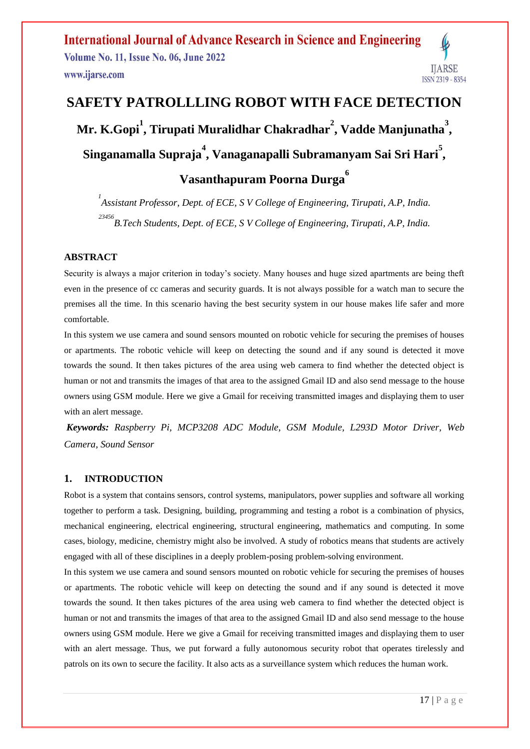# SAFETY PATROLLLING ROBOT WITH FACE DETECTION

**Mr. K.Gopi[1], Tirupati Muralidhar Chakradhar[2], Vadde Manjunatha[3], Singanamalla Supraja[4], Vanaganapalli Subramanyam Sai Sri Hari[5], Vasanthapuram Poorna Durga[6]**

[1] *Assistant Professor, Dept. of ECE, S V College of Engineering, Tirupati, A.P, India.*

[23456] *B.Tech Students, Dept. of ECE, S V College of Engineering, Tirupati, A.P, India.*

## ABSTRACT

Security is always a major criterion in today's society. Many houses and huge sized apartments are being theft even in the presence of cc cameras and security guards. It is not always possible for a watch man to secure the premises all the time. In this scenario having the best security system in our house makes life safer and more comfortable.

In this system we use camera and sound sensors mounted on robotic vehicle for securing the premises of houses or apartments. The robotic vehicle will keep on detecting the sound and if any sound is detected it move towards the sound. It then takes pictures of the area using web camera to find whether the detected object is human or not and transmits the images of that area to the assigned Gmail ID and also send message to the house owners using GSM module. Here we give a Gmail for receiving transmitted images and displaying them to user with an alert message.

***Keywords:*** *Raspberry Pi, MCP3208 ADC Module, GSM Module, L293D Motor Driver, Web Camera, Sound Sensor*

## 1. INTRODUCTION

Robot is a system that contains sensors, control systems, manipulators, power supplies and software all working together to perform a task. Designing, building, programming and testing a robot is a combination of physics, mechanical engineering, electrical engineering, structural engineering, mathematics and computing. In some cases, biology, medicine, chemistry might also be involved. A study of robotics means that students are actively engaged with all of these disciplines in a deeply problem-posing problem-solving environment.

In this system we use camera and sound sensors mounted on robotic vehicle for securing the premises of houses or apartments. The robotic vehicle will keep on detecting the sound and if any sound is detected it move towards the sound. It then takes pictures of the area using web camera to find whether the detected object is human or not and transmits the images of that area to the assigned Gmail ID and also send message to the house owners using GSM module. Here we give a Gmail for receiving transmitted images and displaying them to user with an alert message. Thus, we put forward a fully autonomous security robot that operates tirelessly and patrols on its own to secure the facility. It also acts as a surveillance system which reduces the human work.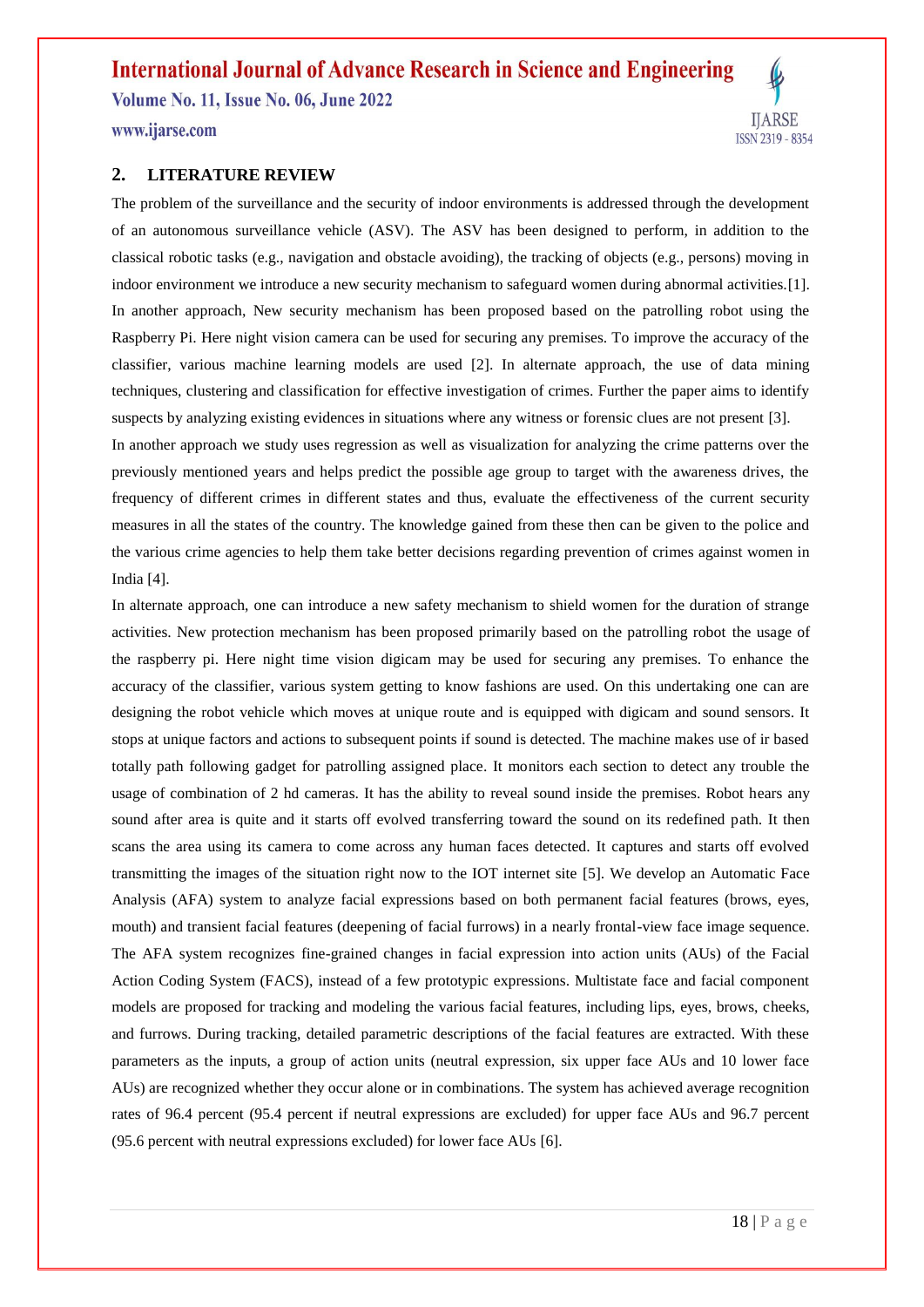## 2. LITERATURE REVIEW

The problem of the surveillance and the security of indoor environments is addressed through the development of an autonomous surveillance vehicle (ASV). The ASV has been designed to perform, in addition to the classical robotic tasks (e.g., navigation and obstacle avoiding), the tracking of objects (e.g., persons) moving in indoor environment we introduce a new security mechanism to safeguard women during abnormal activities.[1]. In another approach, New security mechanism has been proposed based on the patrolling robot using the Raspberry Pi. Here night vision camera can be used for securing any premises. To improve the accuracy of the classifier, various machine learning models are used [2]. In alternate approach, the use of data mining techniques, clustering and classification for effective investigation of crimes. Further the paper aims to identify suspects by analyzing existing evidences in situations where any witness or forensic clues are not present [3].

In another approach we study uses regression as well as visualization for analyzing the crime patterns over the previously mentioned years and helps predict the possible age group to target with the awareness drives, the frequency of different crimes in different states and thus, evaluate the effectiveness of the current security measures in all the states of the country. The knowledge gained from these then can be given to the police and the various crime agencies to help them take better decisions regarding prevention of crimes against women in India [4].

In alternate approach, one can introduce a new safety mechanism to shield women for the duration of strange activities. New protection mechanism has been proposed primarily based on the patrolling robot the usage of the raspberry pi. Here night time vision digicam may be used for securing any premises. To enhance the accuracy of the classifier, various system getting to know fashions are used. On this undertaking one can are designing the robot vehicle which moves at unique route and is equipped with digicam and sound sensors. It stops at unique factors and actions to subsequent points if sound is detected. The machine makes use of ir based totally path following gadget for patrolling assigned place. It monitors each section to detect any trouble the usage of combination of 2 hd cameras. It has the ability to reveal sound inside the premises. Robot hears any sound after area is quite and it starts off evolved transferring toward the sound on its redefined path. It then scans the area using its camera to come across any human faces detected. It captures and starts off evolved transmitting the images of the situation right now to the IOT internet site [5]. We develop an Automatic Face Analysis (AFA) system to analyze facial expressions based on both permanent facial features (brows, eyes, mouth) and transient facial features (deepening of facial furrows) in a nearly frontal-view face image sequence. The AFA system recognizes fine-grained changes in facial expression into action units (AUs) of the Facial Action Coding System (FACS), instead of a few prototypic expressions. Multistate face and facial component models are proposed for tracking and modeling the various facial features, including lips, eyes, brows, cheeks, and furrows. During tracking, detailed parametric descriptions of the facial features are extracted. With these parameters as the inputs, a group of action units (neutral expression, six upper face AUs and 10 lower face AUs) are recognized whether they occur alone or in combinations. The system has achieved average recognition rates of 96.4 percent (95.4 percent if neutral expressions are excluded) for upper face AUs and 96.7 percent (95.6 percent with neutral expressions excluded) for lower face AUs [6].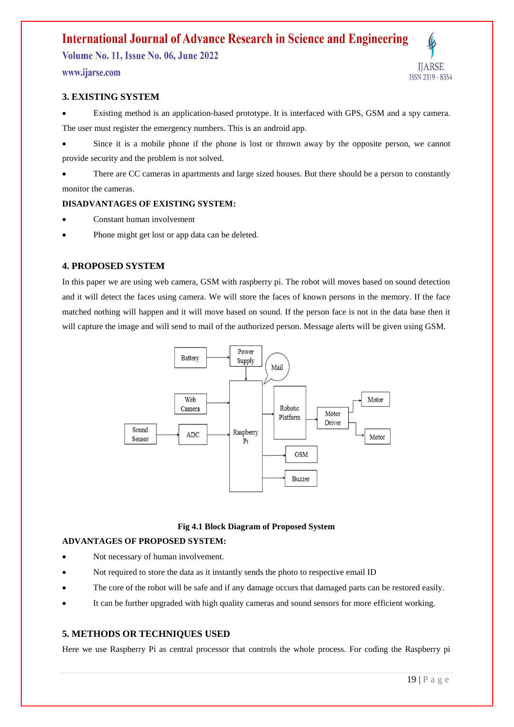## 3. EXISTING SYSTEM

- Existing method is an application-based prototype. It is interfaced with GPS, GSM and a spy camera. The user must register the emergency numbers. This is an android app.
- Since it is a mobile phone if the phone is lost or thrown away by the opposite person, we cannot provide security and the problem is not solved.
- There are CC cameras in apartments and large sized houses. But there should be a person to constantly monitor the cameras.

### DISADVANTAGES OF EXISTING SYSTEM:

- Constant human involvement
- Phone might get lost or app data can be deleted.

## 4. PROPOSED SYSTEM

In this paper we are using web camera, GSM with raspberry pi. The robot will moves based on sound detection and it will detect the faces using camera. We will store the faces of known persons in the memory. If the face matched nothing will happen and it will move based on sound. If the person face is not in the data base then it will capture the image and will send to mail of the authorized person. Message alerts will be given using GSM.

**Fig 4.1 Block Diagram of Proposed System**

### ADVANTAGES OF PROPOSED SYSTEM:

- Not necessary of human involvement.
- Not required to store the data as it instantly sends the photo to respective email ID
- The core of the robot will be safe and if any damage occurs that damaged parts can be restored easily.
- It can be further upgraded with high quality cameras and sound sensors for more efficient working.

## 5. METHODS OR TECHNIQUES USED

Here we use Raspberry Pi as central processor that controls the whole process. For coding the Raspberry pi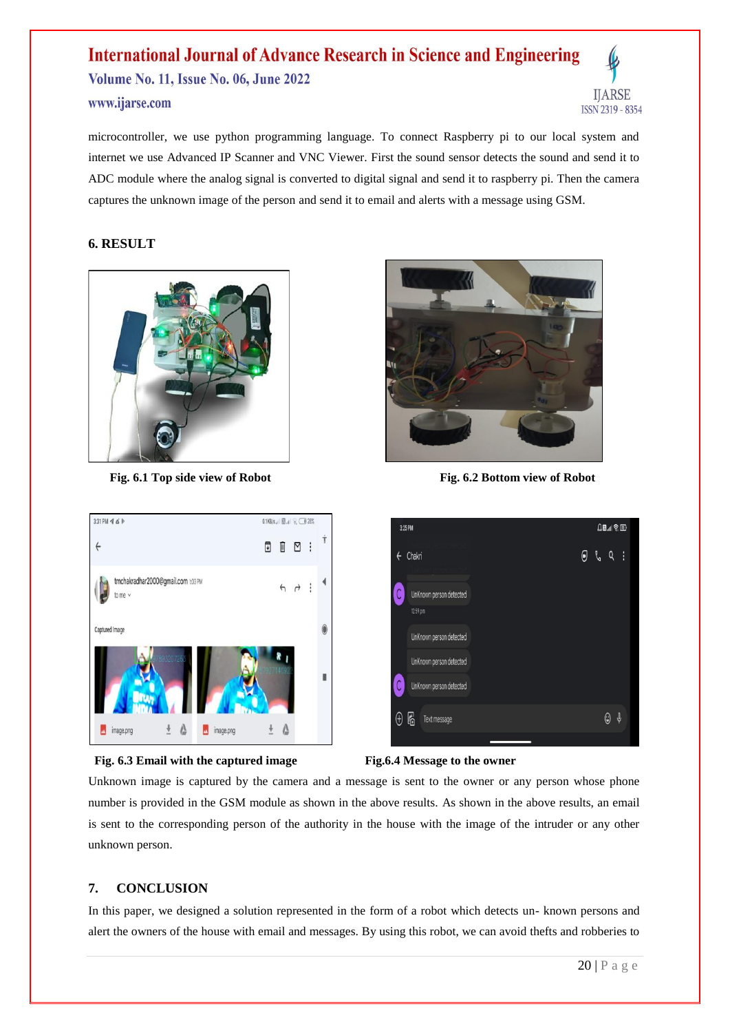microcontroller, we use python programming language. To connect Raspberry pi to our local system and internet we use Advanced IP Scanner and VNC Viewer. First the sound sensor detects the sound and send it to ADC module where the analog signal is converted to digital signal and send it to raspberry pi. Then the camera captures the unknown image of the person and send it to email and alerts with a message using GSM.

## 6. RESULT

**Fig. 6.1 Top side view of Robot**

**Fig. 6.2 Bottom view of Robot**

**Fig. 6.3 Email with the captured image**

**Fig.6.4 Message to the owner**

Unknown image is captured by the camera and a message is sent to the owner or any person whose phone number is provided in the GSM module as shown in the above results. As shown in the above results, an email is sent to the corresponding person of the authority in the house with the image of the intruder or any other unknown person.

## 7. CONCLUSION

In this paper, we designed a solution represented in the form of a robot which detects un- known persons and alert the owners of the house with email and messages. By using this robot, we can avoid thefts and robberies to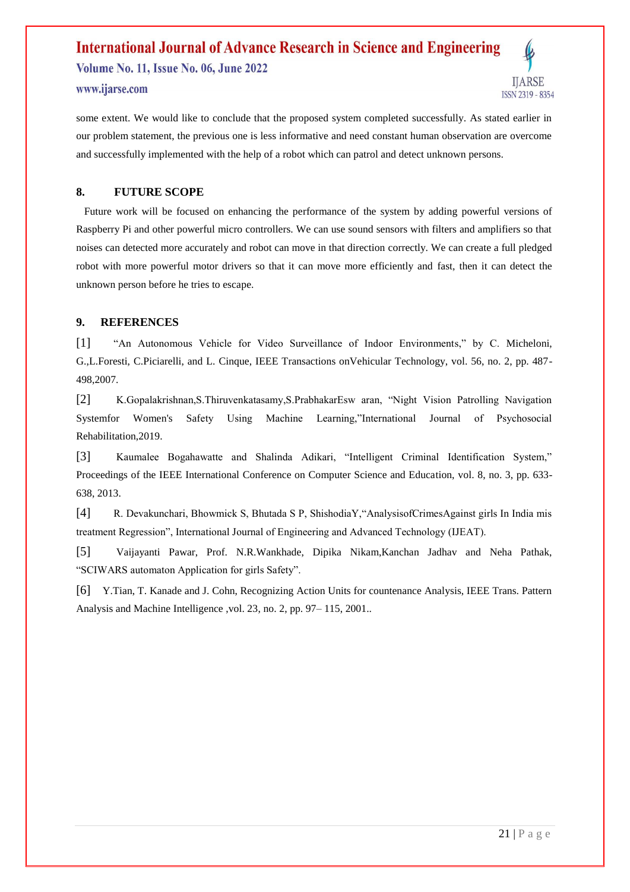some extent. We would like to conclude that the proposed system completed successfully. As stated earlier in our problem statement, the previous one is less informative and need constant human observation are overcome and successfully implemented with the help of a robot which can patrol and detect unknown persons.

## 8. FUTURE SCOPE

Future work will be focused on enhancing the performance of the system by adding powerful versions of Raspberry Pi and other powerful micro controllers. We can use sound sensors with filters and amplifiers so that noises can detected more accurately and robot can move in that direction correctly. We can create a full pledged robot with more powerful motor drivers so that it can move more efficiently and fast, then it can detect the unknown person before he tries to escape.

## 9. REFERENCES

[1] "An Autonomous Vehicle for Video Surveillance of Indoor Environments," by C. Micheloni, G.,L.Foresti, C.Piciarelli, and L. Cinque, IEEE Transactions onVehicular Technology, vol. 56, no. 2, pp. 487-498,2007.

[2] K.Gopalakrishnan,S.Thiruvenkatasamy,S.PrabhakarEsw aran, "Night Vision Patrolling Navigation Systemfor Women's Safety Using Machine Learning,"International Journal of Psychosocial Rehabilitation,2019.

[3] Kaumalee Bogahawatte and Shalinda Adikari, "Intelligent Criminal Identification System," Proceedings of the IEEE International Conference on Computer Science and Education, vol. 8, no. 3, pp. 633-638, 2013.

[4] R. Devakunchari, Bhowmick S, Bhutada S P, ShishodiaY,"AnalysisofCrimesAgainst girls In India mis treatment Regression", International Journal of Engineering and Advanced Technology (IJEAT).

[5] Vaijayanti Pawar, Prof. N.R.Wankhade, Dipika Nikam,Kanchan Jadhav and Neha Pathak, "SCIWARS automaton Application for girls Safety".

[6] Y.Tian, T. Kanade and J. Cohn, Recognizing Action Units for countenance Analysis, IEEE Trans. Pattern Analysis and Machine Intelligence ,vol. 23, no. 2, pp. 97– 115, 2001..